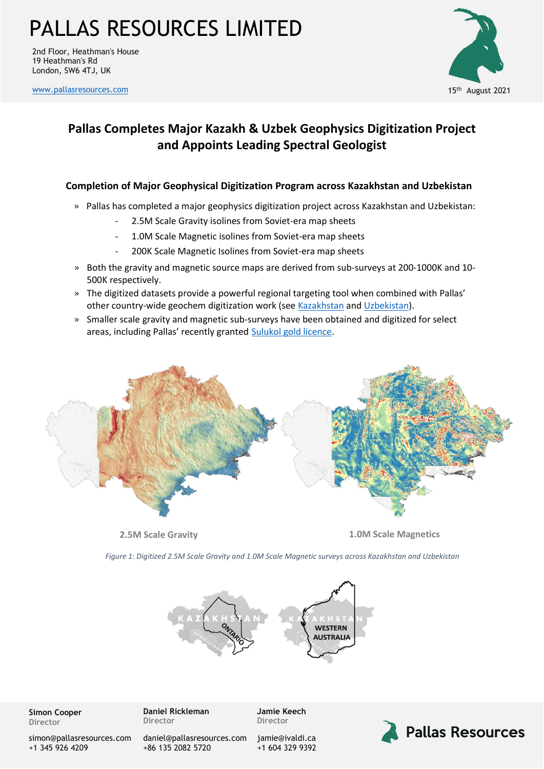# PALLAS RESOURCES LIMITED

2nd Floor, Heathman's House
19 Heathman's Rd
London, SW6 4TJ, UK

www.pallasresources.com

15th August 2021

## Pallas Completes Major Kazakh & Uzbek Geophysics Digitization Project and Appoints Leading Spectral Geologist

### Completion of Major Geophysical Digitization Program across Kazakhstan and Uzbekistan

- Pallas has completed a major geophysics digitization project across Kazakhstan and Uzbekistan:
  - 2.5M Scale Gravity isolines from Soviet-era map sheets
  - 1.0M Scale Magnetic isolines from Soviet-era map sheets
  - 200K Scale Magnetic Isolines from Soviet-era map sheets
- Both the gravity and magnetic source maps are derived from sub-surveys at 200-1000K and 10-500K respectively.
- The digitized datasets provide a powerful regional targeting tool when combined with Pallas' other country-wide geochem digitization work (see Kazakhstan and Uzbekistan).
- Smaller scale gravity and magnetic sub-surveys have been obtained and digitized for select areas, including Pallas' recently granted Sulukol gold licence.

2.5M Scale Gravity

1.0M Scale Magnetics

*Figure 1: Digitized 2.5M Scale Gravity and 1.0M Scale Magnetic surveys across Kazakhstan and Uzbekistan*

KAZAKHSTAN ONTARIO UZBEKISTAN

KAZAKHSTAN WESTERN AUSTRALIA UZBEKISTAN

**Simon Cooper**
Director
simon@pallasresources.com
+1 345 926 4209

**Daniel Rickleman**
Director
daniel@pallasresources.com
+86 135 2082 5720

**Jamie Keech**
Director
jamie@ivaldi.ca
+1 604 329 9392

Pallas Resources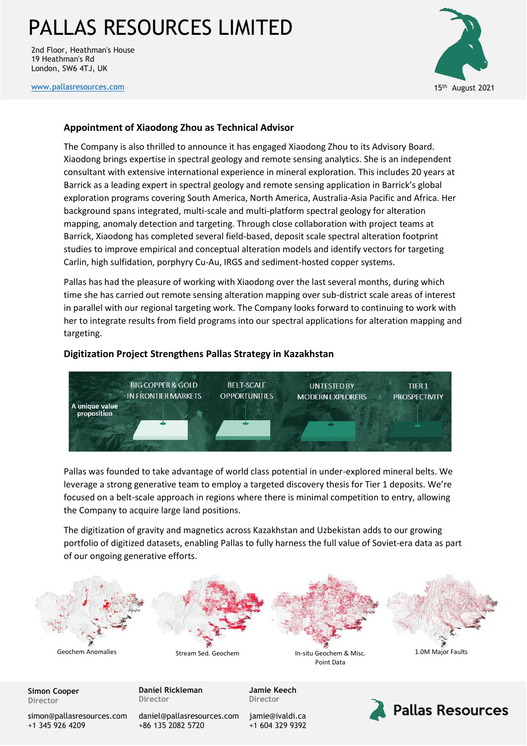## Appointment of Xiaodong Zhou as Technical Advisor

The Company is also thrilled to announce it has engaged Xiaodong Zhou to its Advisory Board. Xiaodong brings expertise in spectral geology and remote sensing analytics. She is an independent consultant with extensive international experience in mineral exploration. This includes 20 years at Barrick as a leading expert in spectral geology and remote sensing application in Barrick's global exploration programs covering South America, North America, Australia-Asia Pacific and Africa. Her background spans integrated, multi-scale and multi-platform spectral geology for alteration mapping, anomaly detection and targeting. Through close collaboration with project teams at Barrick, Xiaodong has completed several field-based, deposit scale spectral alteration footprint studies to improve empirical and conceptual alteration models and identify vectors for targeting Carlin, high sulfidation, porphyry Cu-Au, IRGS and sediment-hosted copper systems.

Pallas has had the pleasure of working with Xiaodong over the last several months, during which time she has carried out remote sensing alteration mapping over sub-district scale areas of interest in parallel with our regional targeting work. The Company looks forward to continuing to work with her to integrate results from field programs into our spectral applications for alteration mapping and targeting.

## Digitization Project Strengthens Pallas Strategy in Kazakhstan

A unique value proposition: BIG COPPER & GOLD IN FRONTIER MARKETS | BELT-SCALE OPPORTUNITIES | UNTESTED BY MODERN EXPLORERS | TIER 1 PROSPECTIVITY

Pallas was founded to take advantage of world class potential in under-explored mineral belts. We leverage a strong generative team to employ a targeted discovery thesis for Tier 1 deposits. We're focused on a belt-scale approach in regions where there is minimal competition to entry, allowing the Company to acquire large land positions.

The digitization of gravity and magnetics across Kazakhstan and Uzbekistan adds to our growing portfolio of digitized datasets, enabling Pallas to fully harness the full value of Soviet-era data as part of our ongoing generative efforts.

Geochem Anomalies | Stream Sed. Geochem | In-situ Geochem & Misc. Point Data | 1.0M Major Faults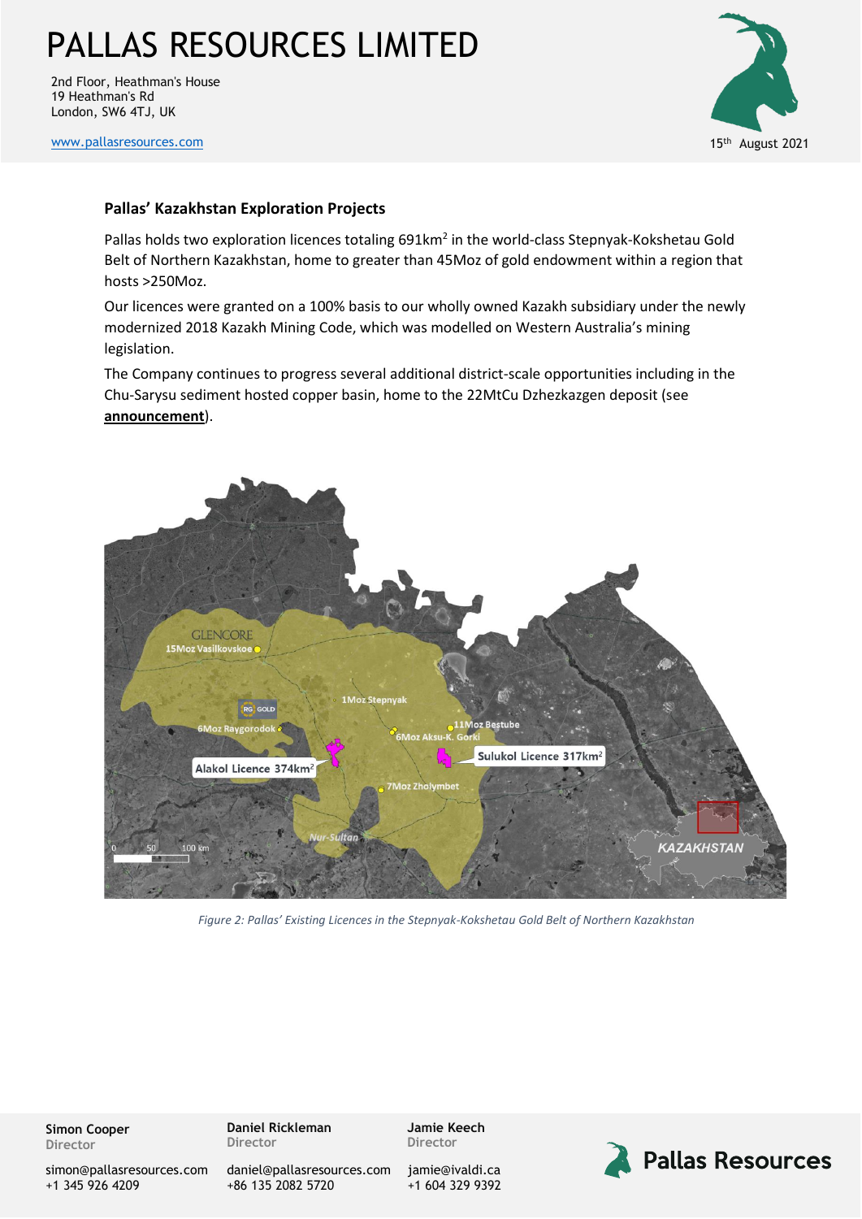# PALLAS RESOURCES LIMITED

2nd Floor, Heathman's House
19 Heathman's Rd
London, SW6 4TJ, UK

www.pallasresources.com

15th August 2021

### Pallas' Kazakhstan Exploration Projects

Pallas holds two exploration licences totaling 691km$^2$ in the world-class Stepnyak-Kokshetau Gold Belt of Northern Kazakhstan, home to greater than 45Moz of gold endowment within a region that hosts >250Moz.

Our licences were granted on a 100% basis to our wholly owned Kazakh subsidiary under the newly modernized 2018 Kazakh Mining Code, which was modelled on Western Australia's mining legislation.

The Company continues to progress several additional district-scale opportunities including in the Chu-Sarysu sediment hosted copper basin, home to the 22MtCu Dzhezkazgan deposit (see **announcement**).

GLENCORE
15Moz Vasilkovskoe
RG GOLD
1Moz Stepnyak
6Moz Raygorodok
11Moz Bestube
6Moz Aksu-K. Gorki
Sulukol Licence 317km$^2$
Alakol Licence 374km$^2$
7Moz Zholymbet
Nur-Sultan
0 50 100 km
KAZAKHSTAN

*Figure 2: Pallas' Existing Licences in the Stepnyak-Kokshetau Gold Belt of Northern Kazakhstan*

**Simon Cooper**
Director
simon@pallasresources.com
+1 345 926 4209

**Daniel Rickleman**
Director
daniel@pallasresources.com
+86 135 2082 5720

**Jamie Keech**
Director
jamie@ivaldi.ca
+1 604 329 9392

Pallas Resources